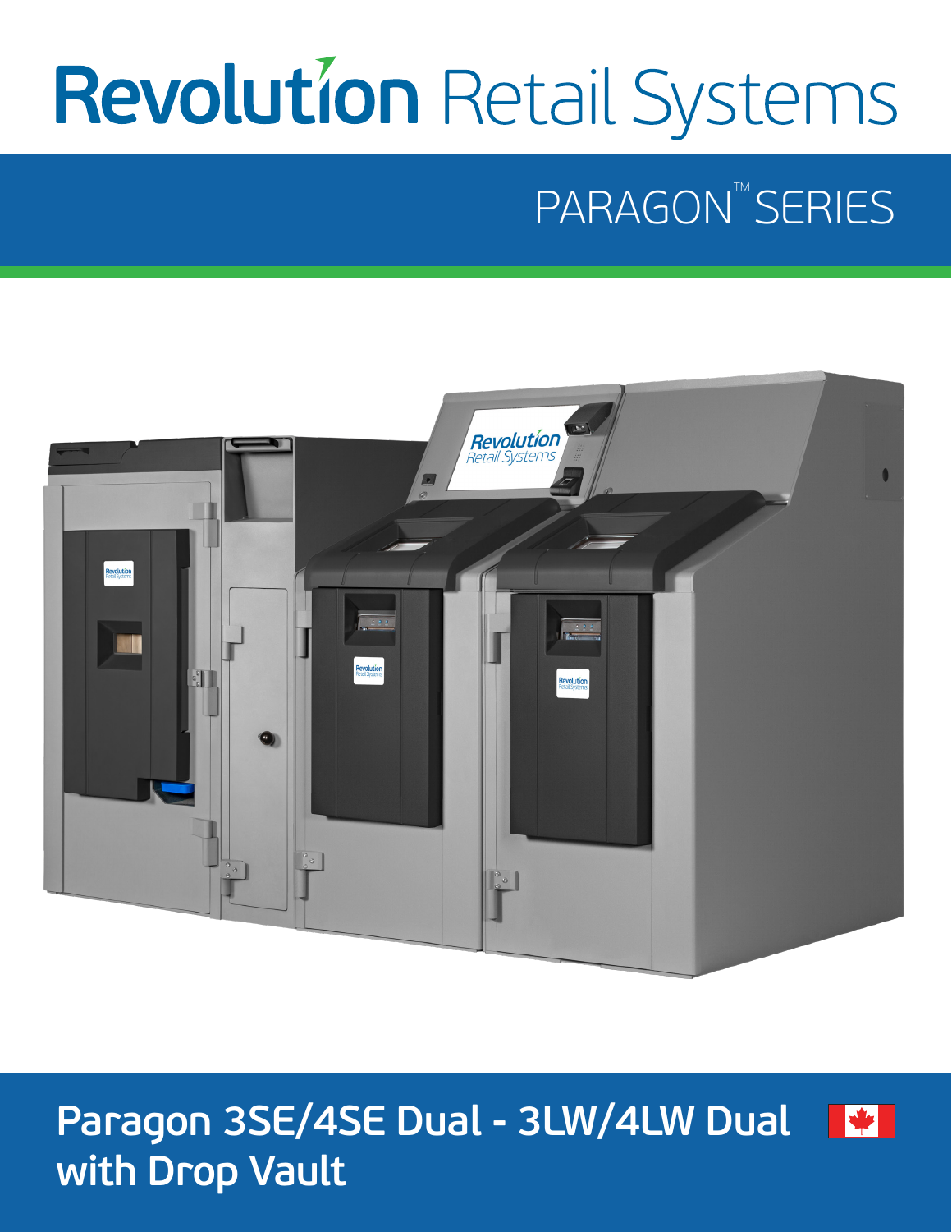# Revolution Retail Systems

## PARAGON™ SERIES

**Paragon 3SE/4SE Dual - 3LW/4LW Dual with Drop Vault**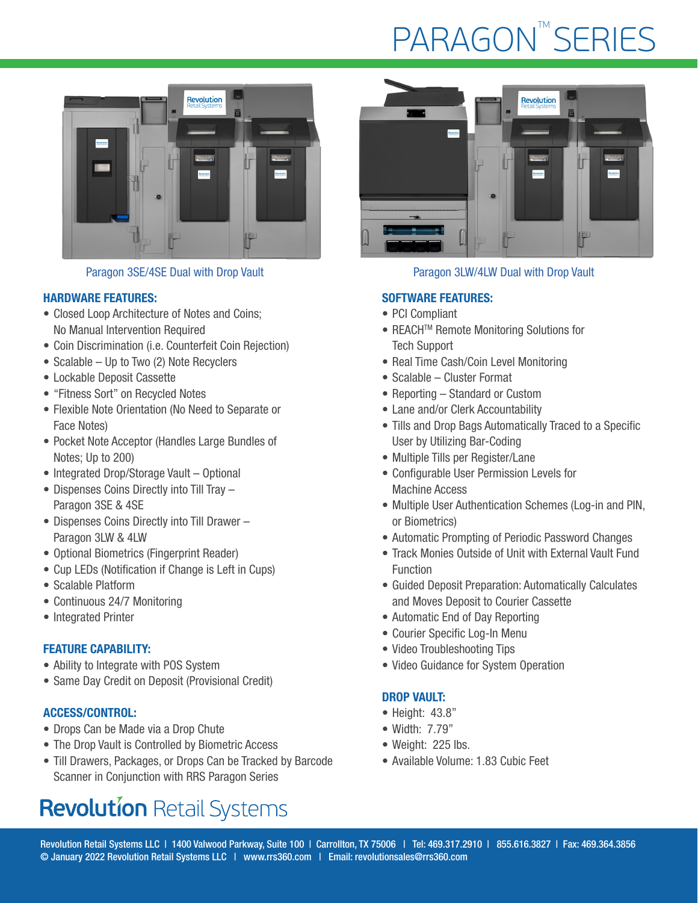# PARAGON™ SERIES

Paragon 3SE/4SE Dual with Drop Vault

Paragon 3LW/4LW Dual with Drop Vault

## HARDWARE FEATURES:

- Closed Loop Architecture of Notes and Coins; No Manual Intervention Required
- Coin Discrimination (i.e. Counterfeit Coin Rejection)
- Scalable – Up to Two (2) Note Recyclers
- Lockable Deposit Cassette
- "Fitness Sort" on Recycled Notes
- Flexible Note Orientation (No Need to Separate or Face Notes)
- Pocket Note Acceptor (Handles Large Bundles of Notes; Up to 200)
- Integrated Drop/Storage Vault – Optional
- Dispenses Coins Directly into Till Tray – Paragon 3SE & 4SE
- Dispenses Coins Directly into Till Drawer – Paragon 3LW & 4LW
- Optional Biometrics (Fingerprint Reader)
- Cup LEDs (Notification if Change is Left in Cups)
- Scalable Platform
- Continuous 24/7 Monitoring
- Integrated Printer

## FEATURE CAPABILITY:

- Ability to Integrate with POS System
- Same Day Credit on Deposit (Provisional Credit)

## ACCESS/CONTROL:

- Drops Can be Made via a Drop Chute
- The Drop Vault is Controlled by Biometric Access
- Till Drawers, Packages, or Drops Can be Tracked by Barcode Scanner in Conjunction with RRS Paragon Series

## SOFTWARE FEATURES:

- PCI Compliant
- REACH™ Remote Monitoring Solutions for Tech Support
- Real Time Cash/Coin Level Monitoring
- Scalable – Cluster Format
- Reporting – Standard or Custom
- Lane and/or Clerk Accountability
- Tills and Drop Bags Automatically Traced to a Specific User by Utilizing Bar-Coding
- Multiple Tills per Register/Lane
- Configurable User Permission Levels for Machine Access
- Multiple User Authentication Schemes (Log-in and PIN, or Biometrics)
- Automatic Prompting of Periodic Password Changes
- Track Monies Outside of Unit with External Vault Fund Function
- Guided Deposit Preparation: Automatically Calculates and Moves Deposit to Courier Cassette
- Automatic End of Day Reporting
- Courier Specific Log-In Menu
- Video Troubleshooting Tips
- Video Guidance for System Operation

## DROP VAULT:

- Height: 43.8"
- Width: 7.79"
- Weight: 225 lbs.
- Available Volume: 1.83 Cubic Feet

Revolution Retail Systems

Revolution Retail Systems LLC | 1400 Valwood Parkway, Suite 100 | Carrollton, TX 75006 | Tel: 469.317.2910 | 855.616.3827 | Fax: 469.364.3856
© January 2022 Revolution Retail Systems LLC | www.rrs360.com | Email: revolutionsales@rrs360.com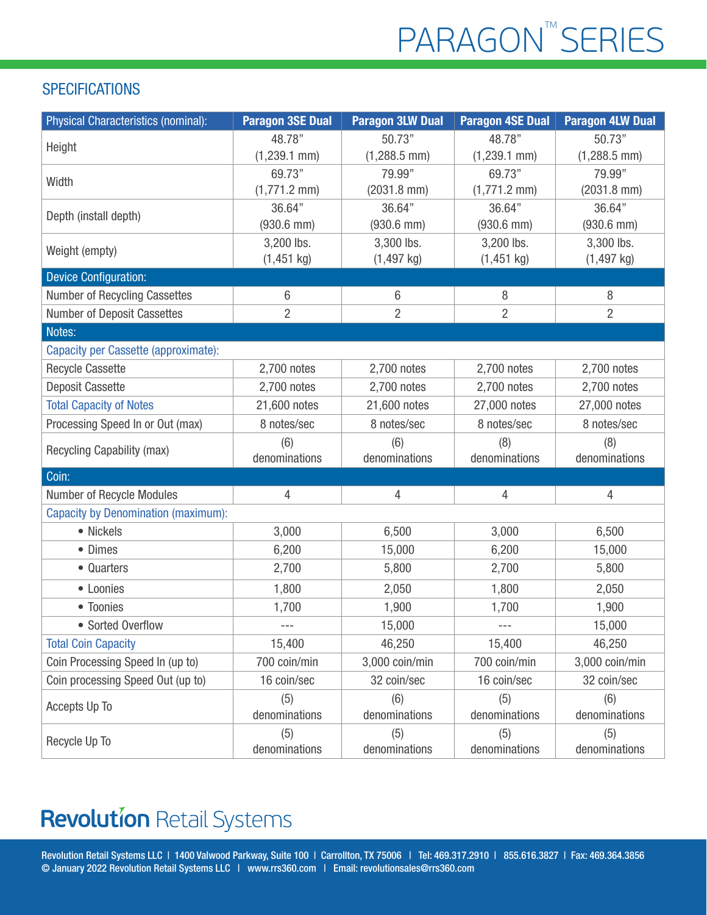# PARAGON™ SERIES

## SPECIFICATIONS

| Physical Characteristics (nominal): | Paragon 3SE Dual | Paragon 3LW Dual | Paragon 4SE Dual | Paragon 4LW Dual |
|---|---|---|---|---|
| Height | 48.78" (1,239.1 mm) | 50.73" (1,288.5 mm) | 48.78" (1,239.1 mm) | 50.73" (1,288.5 mm) |
| Width | 69.73" (1,771.2 mm) | 79.99" (2031.8 mm) | 69.73" (1,771.2 mm) | 79.99" (2031.8 mm) |
| Depth (install depth) | 36.64" (930.6 mm) | 36.64" (930.6 mm) | 36.64" (930.6 mm) | 36.64" (930.6 mm) |
| Weight (empty) | 3,200 lbs. (1,451 kg) | 3,300 lbs. (1,497 kg) | 3,200 lbs. (1,451 kg) | 3,300 lbs. (1,497 kg) |
| **Device Configuration:** | | | | |
| Number of Recycling Cassettes | 6 | 6 | 8 | 8 |
| Number of Deposit Cassettes | 2 | 2 | 2 | 2 |
| **Notes:** | | | | |
| Capacity per Cassette (approximate): | | | | |
| Recycle Cassette | 2,700 notes | 2,700 notes | 2,700 notes | 2,700 notes |
| Deposit Cassette | 2,700 notes | 2,700 notes | 2,700 notes | 2,700 notes |
| Total Capacity of Notes | 21,600 notes | 21,600 notes | 27,000 notes | 27,000 notes |
| Processing Speed In or Out (max) | 8 notes/sec | 8 notes/sec | 8 notes/sec | 8 notes/sec |
| Recycling Capability (max) | (6) denominations | (6) denominations | (8) denominations | (8) denominations |
| **Coin:** | | | | |
| Number of Recycle Modules | 4 | 4 | 4 | 4 |
| Capacity by Denomination (maximum): | | | | |
| • Nickels | 3,000 | 6,500 | 3,000 | 6,500 |
| • Dimes | 6,200 | 15,000 | 6,200 | 15,000 |
| • Quarters | 2,700 | 5,800 | 2,700 | 5,800 |
| • Loonies | 1,800 | 2,050 | 1,800 | 2,050 |
| • Toonies | 1,700 | 1,900 | 1,700 | 1,900 |
| • Sorted Overflow | --- | 15,000 | --- | 15,000 |
| Total Coin Capacity | 15,400 | 46,250 | 15,400 | 46,250 |
| Coin Processing Speed In (up to) | 700 coin/min | 3,000 coin/min | 700 coin/min | 3,000 coin/min |
| Coin processing Speed Out (up to) | 16 coin/sec | 32 coin/sec | 16 coin/sec | 32 coin/sec |
| Accepts Up To | (5) denominations | (6) denominations | (5) denominations | (6) denominations |
| Recycle Up To | (5) denominations | (5) denominations | (5) denominations | (5) denominations |

**Revolution** Retail Systems

Revolution Retail Systems LLC | 1400 Valwood Parkway, Suite 100 | Carrollton, TX 75006 | Tel: 469.317.2910 | 855.616.3827 | Fax: 469.364.3856
© January 2022 Revolution Retail Systems LLC | www.rrs360.com | Email: revolutionsales@rrs360.com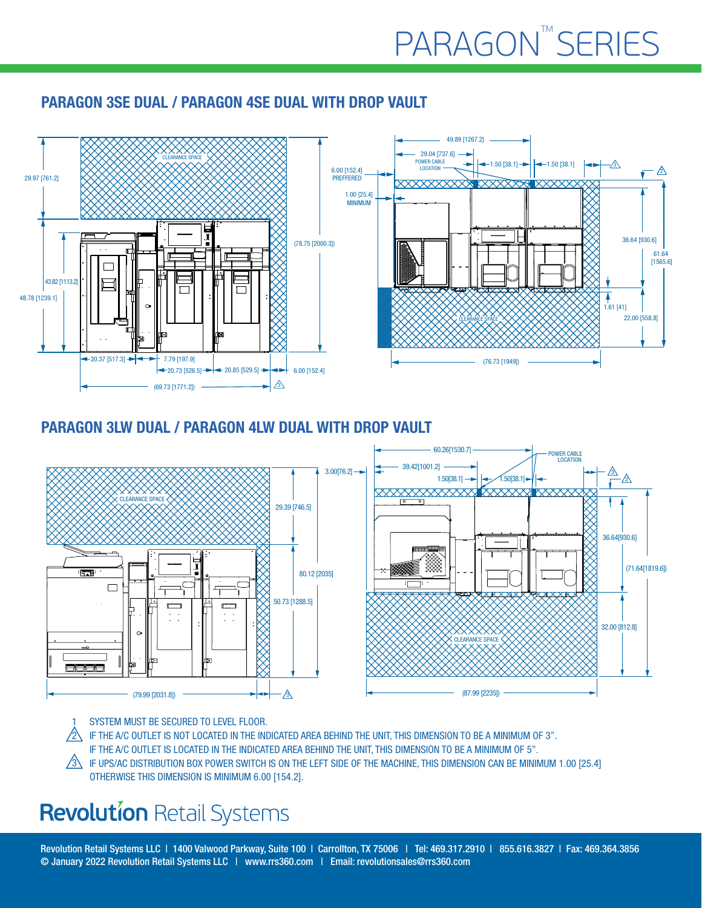# PARAGON™ SERIES

## PARAGON 3SE DUAL / PARAGON 4SE DUAL WITH DROP VAULT

CLEARANCE SPACE

29.97 [761.2]

43.82 [1113.2]

48.78 [1239.1]

(78.75 [2000.3])

6.00 [152.4] PREFFERED

1.00 [25.4] MINIMUM

20.37 [517.3]

7.79 [197.9]

20.73 [526.5]

20.85 [529.5]

6.00 [152.4]

(69.73 [1771.2])

49.89 [1267.2]

29.04 [737.6]

POWER CABLE LOCATION

1.50 [38.1]

1.50 [38.1]

36.64 [930.6]

61.64 [1565.6]

1.61 [41]

22.00 [558.8]

(76.73 [1949])

## PARAGON 3LW DUAL / PARAGON 4LW DUAL WITH DROP VAULT

CLEARANCE SPACE

3.00[76.2]

29.39 [746.5]

80.12 [2035]

50.73 [1288.5]

(79.99 [2031.8])

60.26[1530.7]

39.42[1001.2]

POWER CABLE LOCATION

1.50[38.1]

1.50[38.1]

36.64[930.6]

(71.64[1819.6])

32.00 [812.8]

(87.99 [2235])

1. SYSTEM MUST BE SECURED TO LEVEL FLOOR.
2. IF THE A/C OUTLET IS NOT LOCATED IN THE INDICATED AREA BEHIND THE UNIT, THIS DIMENSION TO BE A MINIMUM OF 3".
   IF THE A/C OUTLET IS LOCATED IN THE INDICATED AREA BEHIND THE UNIT, THIS DIMENSION TO BE A MINIMUM OF 5".
3. IF UPS/AC DISTRIBUTION BOX POWER SWITCH IS ON THE LEFT SIDE OF THE MACHINE, THIS DIMENSION CAN BE MINIMUM 1.00 [25.4] OTHERWISE THIS DIMENSION IS MINIMUM 6.00 [154.2].

**Revolution** Retail Systems

Revolution Retail Systems LLC | 1400 Valwood Parkway, Suite 100 | Carrollton, TX 75006 | Tel: 469.317.2910 | 855.616.3827 | Fax: 469.364.3856
© January 2022 Revolution Retail Systems LLC | www.rrs360.com | Email: revolutionsales@rrs360.com